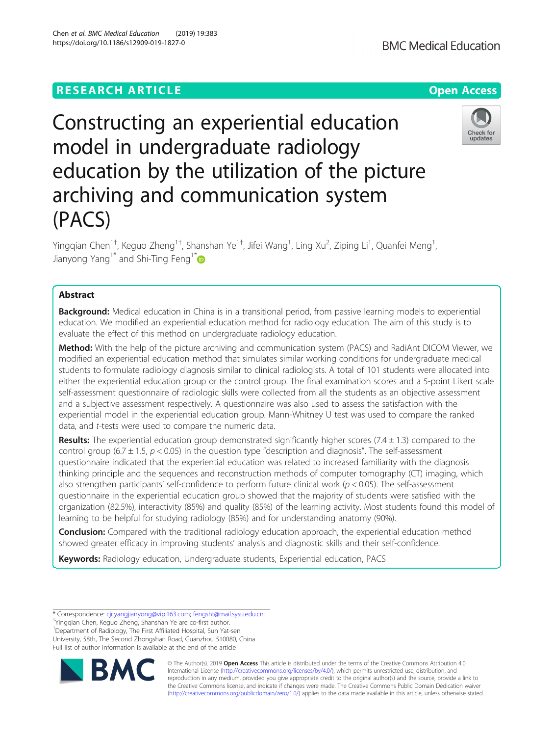RESEARCH ARTICLE

Open Access

# Constructing an experiential education model in undergraduate radiology education by the utilization of the picture archiving and communication system (PACS)

Yingqian Chen[1†], Keguo Zheng[1†], Shanshan Ye[1†], Jifei Wang[1], Ling Xu[2], Ziping Li[1], Quanfei Meng[1], Jianyong Yang[1*] and Shi-Ting Feng[1*]

## Abstract

**Background:** Medical education in China is in a transitional period, from passive learning models to experiential education. We modified an experiential education method for radiology education. The aim of this study is to evaluate the effect of this method on undergraduate radiology education.

**Method:** With the help of the picture archiving and communication system (PACS) and RadiAnt DICOM Viewer, we modified an experiential education method that simulates similar working conditions for undergraduate medical students to formulate radiology diagnosis similar to clinical radiologists. A total of 101 students were allocated into either the experiential education group or the control group. The final examination scores and a 5-point Likert scale self-assessment questionnaire of radiologic skills were collected from all the students as an objective assessment and a subjective assessment respectively. A questionnaire was also used to assess the satisfaction with the experiential model in the experiential education group. Mann-Whitney U test was used to compare the ranked data, and *t*-tests were used to compare the numeric data.

**Results:** The experiential education group demonstrated significantly higher scores (7.4 ± 1.3) compared to the control group (6.7 ± 1.5, $p < 0.05$) in the question type "description and diagnosis". The self-assessment questionnaire indicated that the experiential education was related to increased familiarity with the diagnosis thinking principle and the sequences and reconstruction methods of computer tomography (CT) imaging, which also strengthen participants' self-confidence to perform future clinical work ($p < 0.05$). The self-assessment questionnaire in the experiential education group showed that the majority of students were satisfied with the organization (82.5%), interactivity (85%) and quality (85%) of the learning activity. Most students found this model of learning to be helpful for studying radiology (85%) and for understanding anatomy (90%).

**Conclusion:** Compared with the traditional radiology education approach, the experiential education method showed greater efficacy in improving students' analysis and diagnostic skills and their self-confidence.

**Keywords:** Radiology education, Undergraduate students, Experiential education, PACS

---

* Correspondence: cjr.yangjianyong@vip.163.com; fengsht@mail.sysu.edu.cn
†Yingqian Chen, Keguo Zheng, Shanshan Ye are co-first author.
[1]Department of Radiology, The First Affiliated Hospital, Sun Yat-sen University, 58th, The Second Zhongshan Road, Guanzhou 510080, China
Full list of author information is available at the end of the article

© The Author(s). 2019 **Open Access** This article is distributed under the terms of the Creative Commons Attribution 4.0 International License (http://creativecommons.org/licenses/by/4.0/), which permits unrestricted use, distribution, and reproduction in any medium, provided you give appropriate credit to the original author(s) and the source, provide a link to the Creative Commons license, and indicate if changes were made. The Creative Commons Public Domain Dedication waiver (http://creativecommons.org/publicdomain/zero/1.0/) applies to the data made available in this article, unless otherwise stated.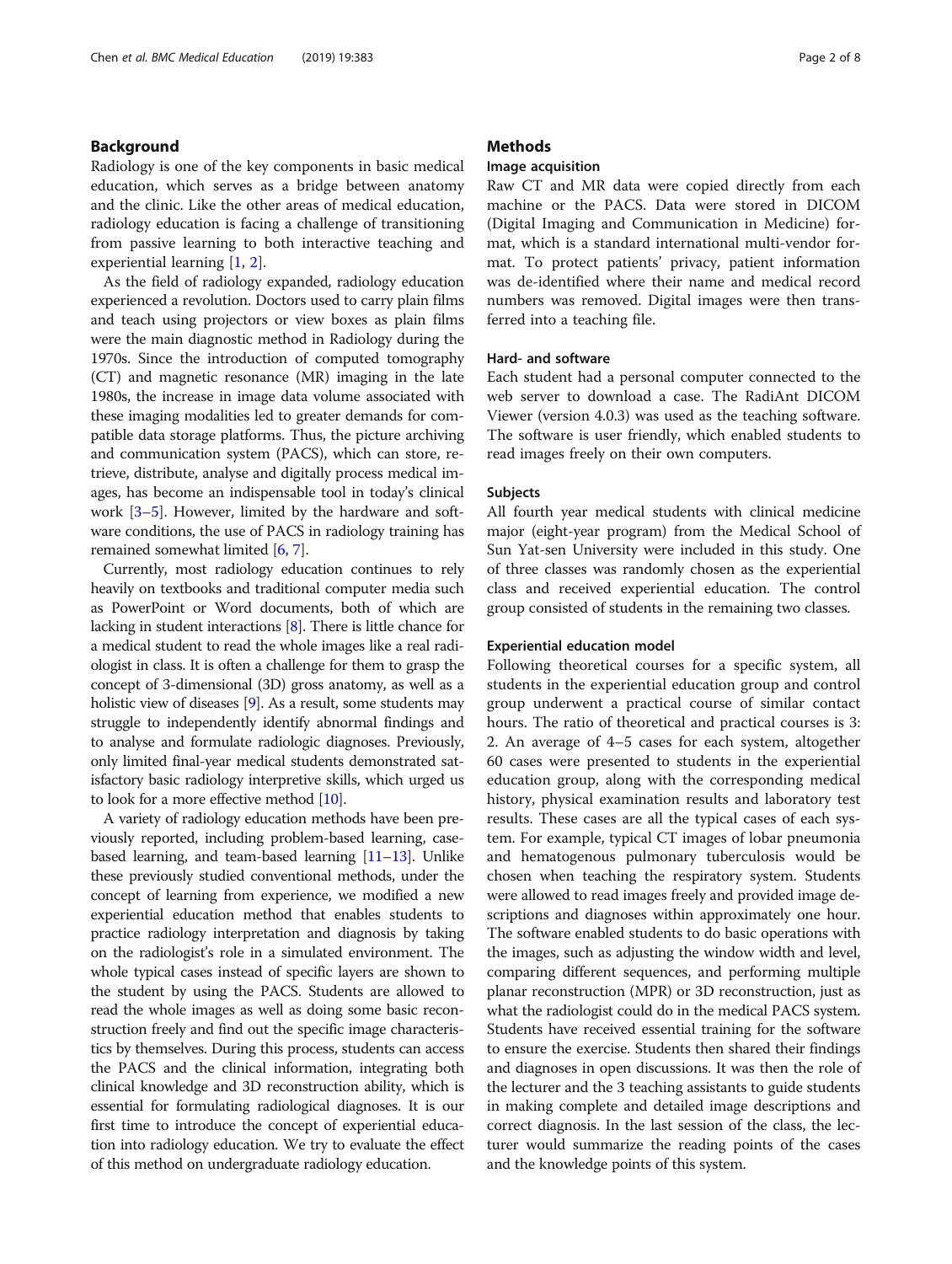## Background

Radiology is one of the key components in basic medical education, which serves as a bridge between anatomy and the clinic. Like the other areas of medical education, radiology education is facing a challenge of transitioning from passive learning to both interactive teaching and experiential learning [1, 2].

As the field of radiology expanded, radiology education experienced a revolution. Doctors used to carry plain films and teach using projectors or view boxes as plain films were the main diagnostic method in Radiology during the 1970s. Since the introduction of computed tomography (CT) and magnetic resonance (MR) imaging in the late 1980s, the increase in image data volume associated with these imaging modalities led to greater demands for compatible data storage platforms. Thus, the picture archiving and communication system (PACS), which can store, retrieve, distribute, analyse and digitally process medical images, has become an indispensable tool in today's clinical work [3–5]. However, limited by the hardware and software conditions, the use of PACS in radiology training has remained somewhat limited [6, 7].

Currently, most radiology education continues to rely heavily on textbooks and traditional computer media such as PowerPoint or Word documents, both of which are lacking in student interactions [8]. There is little chance for a medical student to read the whole images like a real radiologist in class. It is often a challenge for them to grasp the concept of 3-dimensional (3D) gross anatomy, as well as a holistic view of diseases [9]. As a result, some students may struggle to independently identify abnormal findings and to analyse and formulate radiologic diagnoses. Previously, only limited final-year medical students demonstrated satisfactory basic radiology interpretive skills, which urged us to look for a more effective method [10].

A variety of radiology education methods have been previously reported, including problem-based learning, case-based learning, and team-based learning [11–13]. Unlike these previously studied conventional methods, under the concept of learning from experience, we modified a new experiential education method that enables students to practice radiology interpretation and diagnosis by taking on the radiologist's role in a simulated environment. The whole typical cases instead of specific layers are shown to the student by using the PACS. Students are allowed to read the whole images as well as doing some basic reconstruction freely and find out the specific image characteristics by themselves. During this process, students can access the PACS and the clinical information, integrating both clinical knowledge and 3D reconstruction ability, which is essential for formulating radiological diagnoses. It is our first time to introduce the concept of experiential education into radiology education. We try to evaluate the effect of this method on undergraduate radiology education.

## Methods

### Image acquisition

Raw CT and MR data were copied directly from each machine or the PACS. Data were stored in DICOM (Digital Imaging and Communication in Medicine) format, which is a standard international multi-vendor format. To protect patients' privacy, patient information was de-identified where their name and medical record numbers was removed. Digital images were then transferred into a teaching file.

### Hard- and software

Each student had a personal computer connected to the web server to download a case. The RadiAnt DICOM Viewer (version 4.0.3) was used as the teaching software. The software is user friendly, which enabled students to read images freely on their own computers.

### Subjects

All fourth year medical students with clinical medicine major (eight-year program) from the Medical School of Sun Yat-sen University were included in this study. One of three classes was randomly chosen as the experiential class and received experiential education. The control group consisted of students in the remaining two classes.

### Experiential education model

Following theoretical courses for a specific system, all students in the experiential education group and control group underwent a practical course of similar contact hours. The ratio of theoretical and practical courses is 3: 2. An average of 4–5 cases for each system, altogether 60 cases were presented to students in the experiential education group, along with the corresponding medical history, physical examination results and laboratory test results. These cases are all the typical cases of each system. For example, typical CT images of lobar pneumonia and hematogenous pulmonary tuberculosis would be chosen when teaching the respiratory system. Students were allowed to read images freely and provided image descriptions and diagnoses within approximately one hour. The software enabled students to do basic operations with the images, such as adjusting the window width and level, comparing different sequences, and performing multiple planar reconstruction (MPR) or 3D reconstruction, just as what the radiologist could do in the medical PACS system. Students have received essential training for the software to ensure the exercise. Students then shared their findings and diagnoses in open discussions. It was then the role of the lecturer and the 3 teaching assistants to guide students in making complete and detailed image descriptions and correct diagnosis. In the last session of the class, the lecturer would summarize the reading points of the cases and the knowledge points of this system.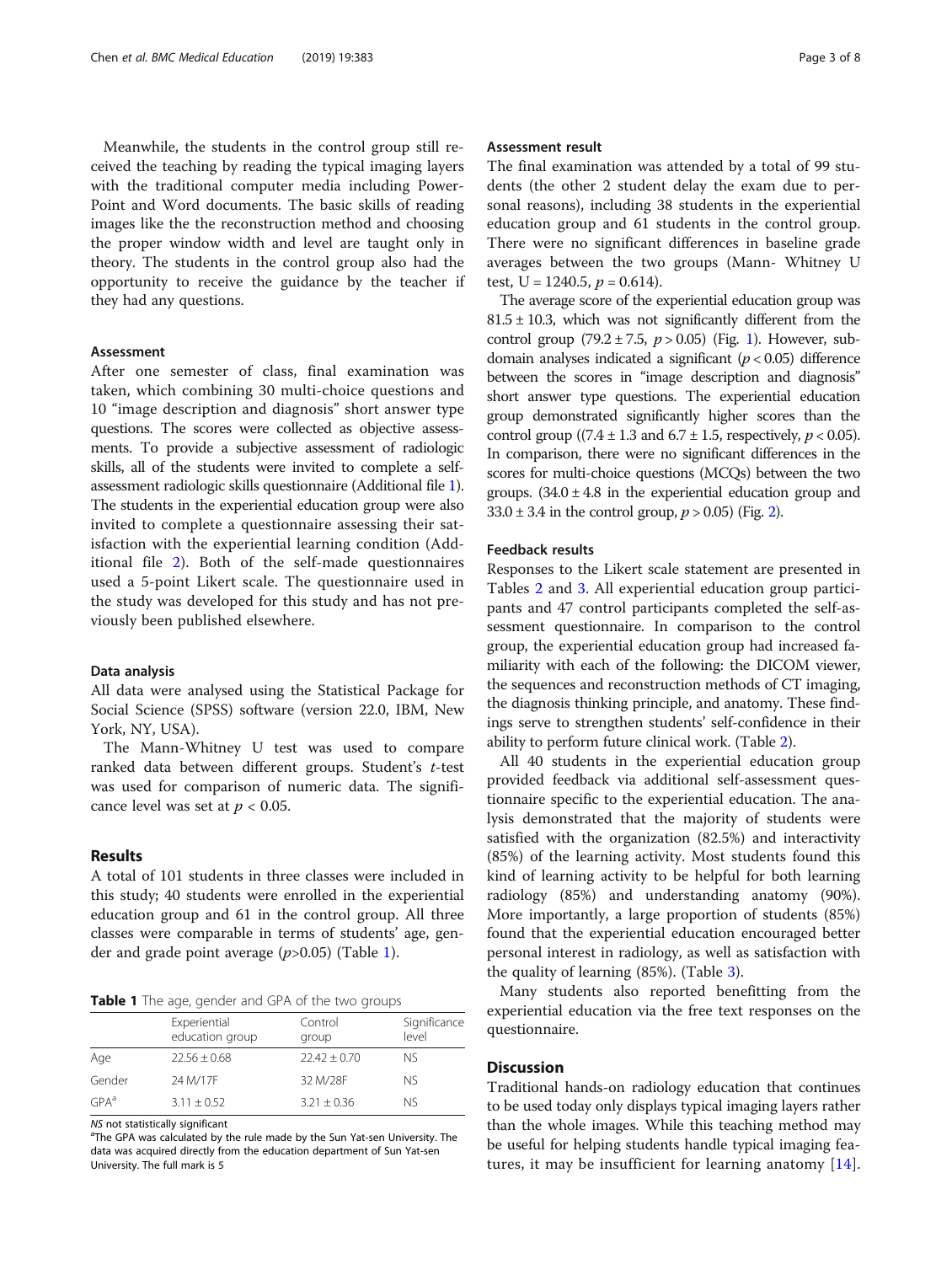Meanwhile, the students in the control group still received the teaching by reading the typical imaging layers with the traditional computer media including PowerPoint and Word documents. The basic skills of reading images like the the reconstruction method and choosing the proper window width and level are taught only in theory. The students in the control group also had the opportunity to receive the guidance by the teacher if they had any questions.

### Assessment

After one semester of class, final examination was taken, which combining 30 multi-choice questions and 10 "image description and diagnosis" short answer type questions. The scores were collected as objective assessments. To provide a subjective assessment of radiologic skills, all of the students were invited to complete a self-assessment radiologic skills questionnaire (Additional file 1). The students in the experiential education group were also invited to complete a questionnaire assessing their satisfaction with the experiential learning condition (Additional file 2). Both of the self-made questionnaires used a 5-point Likert scale. The questionnaire used in the study was developed for this study and has not previously been published elsewhere.

### Data analysis

All data were analysed using the Statistical Package for Social Science (SPSS) software (version 22.0, IBM, New York, NY, USA).

The Mann-Whitney U test was used to compare ranked data between different groups. Student's *t*-test was used for comparison of numeric data. The significance level was set at $p < 0.05$.

## Results

A total of 101 students in three classes were included in this study; 40 students were enrolled in the experiential education group and 61 in the control group. All three classes were comparable in terms of students' age, gender and grade point average ($p$>0.05) (Table 1).

**Table 1** The age, gender and GPA of the two groups

| | Experiential education group | Control group | Significance level |
|---|---|---|---|
| Age | 22.56 ± 0.68 | 22.42 ± 0.70 | NS |
| Gender | 24 M/17F | 32 M/28F | NS |
| GPA[a] | 3.11 ± 0.52 | 3.21 ± 0.36 | NS |

*NS* not statistically significant
[a]The GPA was calculated by the rule made by the Sun Yat-sen University. The data was acquired directly from the education department of Sun Yat-sen University. The full mark is 5

### Assessment result

The final examination was attended by a total of 99 students (the other 2 student delay the exam due to personal reasons), including 38 students in the experiential education group and 61 students in the control group. There were no significant differences in baseline grade averages between the two groups (Mann- Whitney U test, U = 1240.5, $p = 0.614$).

The average score of the experiential education group was 81.5 ± 10.3, which was not significantly different from the control group (79.2 ± 7.5, $p > 0.05$) (Fig. 1). However, subdomain analyses indicated a significant ($p < 0.05$) difference between the scores in "image description and diagnosis" short answer type questions. The experiential education group demonstrated significantly higher scores than the control group ((7.4 ± 1.3 and 6.7 ± 1.5, respectively, $p < 0.05$). In comparison, there were no significant differences in the scores for multi-choice questions (MCQs) between the two groups. (34.0 ± 4.8 in the experiential education group and 33.0 ± 3.4 in the control group, $p > 0.05$) (Fig. 2).

### Feedback results

Responses to the Likert scale statement are presented in Tables 2 and 3. All experiential education group participants and 47 control participants completed the self-assessment questionnaire. In comparison to the control group, the experiential education group had increased familiarity with each of the following: the DICOM viewer, the sequences and reconstruction methods of CT imaging, the diagnosis thinking principle, and anatomy. These findings serve to strengthen students' self-confidence in their ability to perform future clinical work. (Table 2).

All 40 students in the experiential education group provided feedback via additional self-assessment questionnaire specific to the experiential education. The analysis demonstrated that the majority of students were satisfied with the organization (82.5%) and interactivity (85%) of the learning activity. Most students found this kind of learning activity to be helpful for both learning radiology (85%) and understanding anatomy (90%). More importantly, a large proportion of students (85%) found that the experiential education encouraged better personal interest in radiology, as well as satisfaction with the quality of learning (85%). (Table 3).

Many students also reported benefitting from the experiential education via the free text responses on the questionnaire.

## Discussion

Traditional hands-on radiology education that continues to be used today only displays typical imaging layers rather than the whole images. While this teaching method may be useful for helping students handle typical imaging features, it may be insufficient for learning anatomy [14].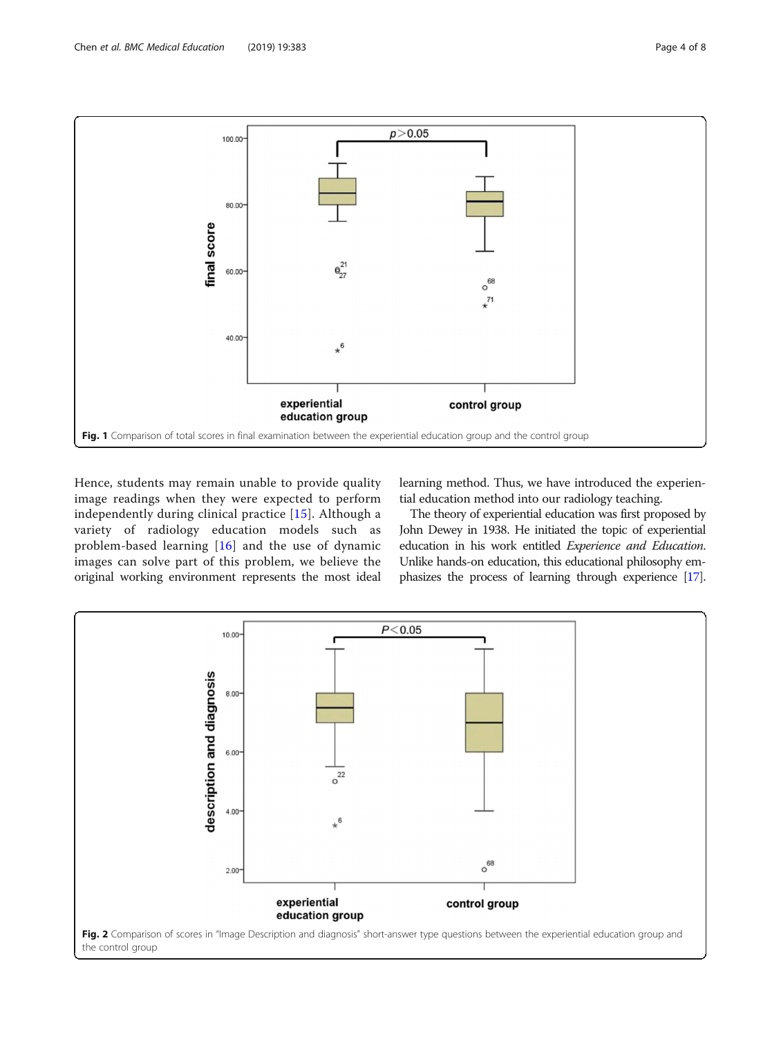Fig. 1 Comparison of total scores in final examination between the experiential education group and the control group

Hence, students may remain unable to provide quality image readings when they were expected to perform independently during clinical practice [15]. Although a variety of radiology education models such as problem-based learning [16] and the use of dynamic images can solve part of this problem, we believe the original working environment represents the most ideal learning method. Thus, we have introduced the experiential education method into our radiology teaching.

The theory of experiential education was first proposed by John Dewey in 1938. He initiated the topic of experiential education in his work entitled *Experience and Education*. Unlike hands-on education, this educational philosophy emphasizes the process of learning through experience [17].

Fig. 2 Comparison of scores in "Image Description and diagnosis" short-answer type questions between the experiential education group and the control group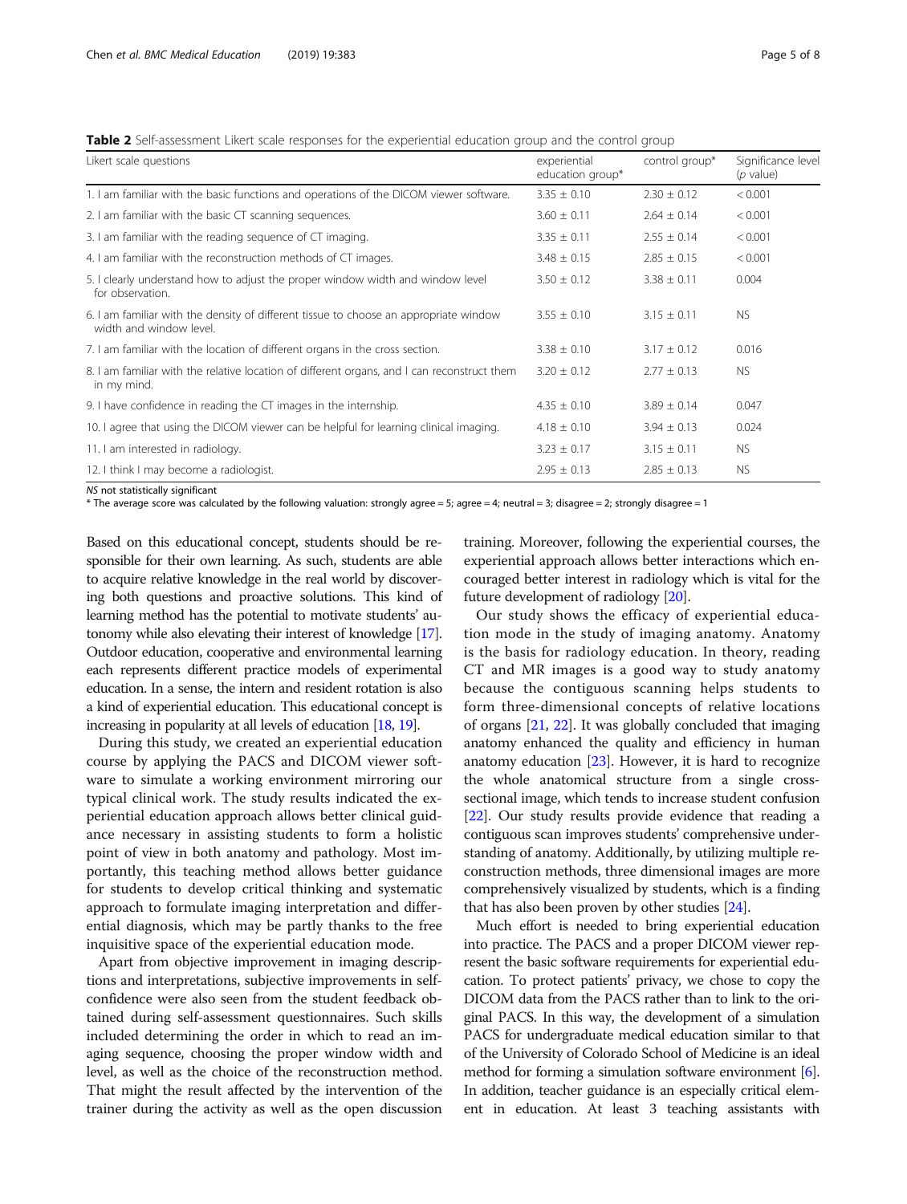**Table 2** Self-assessment Likert scale responses for the experiential education group and the control group

| Likert scale questions | experiential education group* | control group* | Significance level (*p* value) |
| --- | --- | --- | --- |
| 1. I am familiar with the basic functions and operations of the DICOM viewer software. | 3.35 ± 0.10 | 2.30 ± 0.12 | < 0.001 |
| 2. I am familiar with the basic CT scanning sequences. | 3.60 ± 0.11 | 2.64 ± 0.14 | < 0.001 |
| 3. I am familiar with the reading sequence of CT imaging. | 3.35 ± 0.11 | 2.55 ± 0.14 | < 0.001 |
| 4. I am familiar with the reconstruction methods of CT images. | 3.48 ± 0.15 | 2.85 ± 0.15 | < 0.001 |
| 5. I clearly understand how to adjust the proper window width and window level for observation. | 3.50 ± 0.12 | 3.38 ± 0.11 | 0.004 |
| 6. I am familiar with the density of different tissue to choose an appropriate window width and window level. | 3.55 ± 0.10 | 3.15 ± 0.11 | NS |
| 7. I am familiar with the location of different organs in the cross section. | 3.38 ± 0.10 | 3.17 ± 0.12 | 0.016 |
| 8. I am familiar with the relative location of different organs, and I can reconstruct them in my mind. | 3.20 ± 0.12 | 2.77 ± 0.13 | NS |
| 9. I have confidence in reading the CT images in the internship. | 4.35 ± 0.10 | 3.89 ± 0.14 | 0.047 |
| 10. I agree that using the DICOM viewer can be helpful for learning clinical imaging. | 4.18 ± 0.10 | 3.94 ± 0.13 | 0.024 |
| 11. I am interested in radiology. | 3.23 ± 0.17 | 3.15 ± 0.11 | NS |
| 12. I think I may become a radiologist. | 2.95 ± 0.13 | 2.85 ± 0.13 | NS |

*NS* not statistically significant

* The average score was calculated by the following valuation: strongly agree = 5; agree = 4; neutral = 3; disagree = 2; strongly disagree = 1

Based on this educational concept, students should be responsible for their own learning. As such, students are able to acquire relative knowledge in the real world by discovering both questions and proactive solutions. This kind of learning method has the potential to motivate students' autonomy while also elevating their interest of knowledge [17]. Outdoor education, cooperative and environmental learning each represents different practice models of experimental education. In a sense, the intern and resident rotation is also a kind of experiential education. This educational concept is increasing in popularity at all levels of education [18, 19].

During this study, we created an experiential education course by applying the PACS and DICOM viewer software to simulate a working environment mirroring our typical clinical work. The study results indicated the experiential education approach allows better clinical guidance necessary in assisting students to form a holistic point of view in both anatomy and pathology. Most importantly, this teaching method allows better guidance for students to develop critical thinking and systematic approach to formulate imaging interpretation and differential diagnosis, which may be partly thanks to the free inquisitive space of the experiential education mode.

Apart from objective improvement in imaging descriptions and interpretations, subjective improvements in self-confidence were also seen from the student feedback obtained during self-assessment questionnaires. Such skills included determining the order in which to read an imaging sequence, choosing the proper window width and level, as well as the choice of the reconstruction method. That might the result affected by the intervention of the trainer during the activity as well as the open discussion training. Moreover, following the experiential courses, the experiential approach allows better interactions which encouraged better interest in radiology which is vital for the future development of radiology [20].

Our study shows the efficacy of experiential education mode in the study of imaging anatomy. Anatomy is the basis for radiology education. In theory, reading CT and MR images is a good way to study anatomy because the contiguous scanning helps students to form three-dimensional concepts of relative locations of organs [21, 22]. It was globally concluded that imaging anatomy enhanced the quality and efficiency in human anatomy education [23]. However, it is hard to recognize the whole anatomical structure from a single cross-sectional image, which tends to increase student confusion [22]. Our study results provide evidence that reading a contiguous scan improves students' comprehensive understanding of anatomy. Additionally, by utilizing multiple reconstruction methods, three dimensional images are more comprehensively visualized by students, which is a finding that has also been proven by other studies [24].

Much effort is needed to bring experiential education into practice. The PACS and a proper DICOM viewer represent the basic software requirements for experiential education. To protect patients' privacy, we chose to copy the DICOM data from the PACS rather than to link to the original PACS. In this way, the development of a simulation PACS for undergraduate medical education similar to that of the University of Colorado School of Medicine is an ideal method for forming a simulation software environment [6]. In addition, teacher guidance is an especially critical element in education. At least 3 teaching assistants with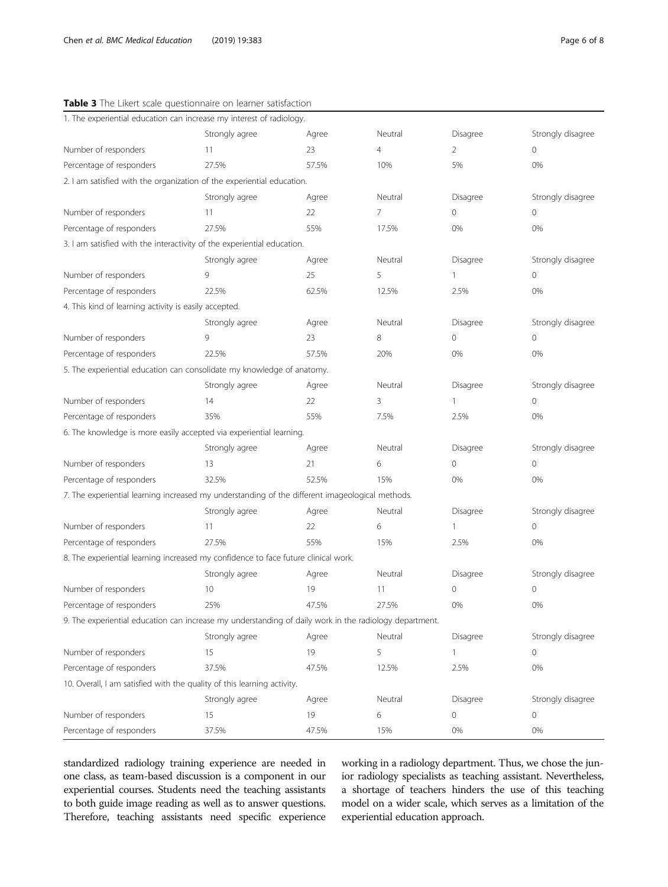**Table 3** The Likert scale questionnaire on learner satisfaction

| 1. The experiential education can increase my interest of radiology. | | | | | |
|---|---|---|---|---|---|
| | Strongly agree | Agree | Neutral | Disagree | Strongly disagree |
| Number of responders | 11 | 23 | 4 | 2 | 0 |
| Percentage of responders | 27.5% | 57.5% | 10% | 5% | 0% |
| 2. I am satisfied with the organization of the experiential education. | | | | | |
| | Strongly agree | Agree | Neutral | Disagree | Strongly disagree |
| Number of responders | 11 | 22 | 7 | 0 | 0 |
| Percentage of responders | 27.5% | 55% | 17.5% | 0% | 0% |
| 3. I am satisfied with the interactivity of the experiential education. | | | | | |
| | Strongly agree | Agree | Neutral | Disagree | Strongly disagree |
| Number of responders | 9 | 25 | 5 | 1 | 0 |
| Percentage of responders | 22.5% | 62.5% | 12.5% | 2.5% | 0% |
| 4. This kind of learning activity is easily accepted. | | | | | |
| | Strongly agree | Agree | Neutral | Disagree | Strongly disagree |
| Number of responders | 9 | 23 | 8 | 0 | 0 |
| Percentage of responders | 22.5% | 57.5% | 20% | 0% | 0% |
| 5. The experiential education can consolidate my knowledge of anatomy. | | | | | |
| | Strongly agree | Agree | Neutral | Disagree | Strongly disagree |
| Number of responders | 14 | 22 | 3 | 1 | 0 |
| Percentage of responders | 35% | 55% | 7.5% | 2.5% | 0% |
| 6. The knowledge is more easily accepted via experiential learning. | | | | | |
| | Strongly agree | Agree | Neutral | Disagree | Strongly disagree |
| Number of responders | 13 | 21 | 6 | 0 | 0 |
| Percentage of responders | 32.5% | 52.5% | 15% | 0% | 0% |
| 7. The experiential learning increased my understanding of the different imageological methods. | | | | | |
| | Strongly agree | Agree | Neutral | Disagree | Strongly disagree |
| Number of responders | 11 | 22 | 6 | 1 | 0 |
| Percentage of responders | 27.5% | 55% | 15% | 2.5% | 0% |
| 8. The experiential learning increased my confidence to face future clinical work. | | | | | |
| | Strongly agree | Agree | Neutral | Disagree | Strongly disagree |
| Number of responders | 10 | 19 | 11 | 0 | 0 |
| Percentage of responders | 25% | 47.5% | 27.5% | 0% | 0% |
| 9. The experiential education can increase my understanding of daily work in the radiology department. | | | | | |
| | Strongly agree | Agree | Neutral | Disagree | Strongly disagree |
| Number of responders | 15 | 19 | 5 | 1 | 0 |
| Percentage of responders | 37.5% | 47.5% | 12.5% | 2.5% | 0% |
| 10. Overall, I am satisfied with the quality of this learning activity. | | | | | |
| | Strongly agree | Agree | Neutral | Disagree | Strongly disagree |
| Number of responders | 15 | 19 | 6 | 0 | 0 |
| Percentage of responders | 37.5% | 47.5% | 15% | 0% | 0% |

standardized radiology training experience are needed in one class, as team-based discussion is a component in our experiential courses. Students need the teaching assistants to both guide image reading as well as to answer questions. Therefore, teaching assistants need specific experience working in a radiology department. Thus, we chose the junior radiology specialists as teaching assistant. Nevertheless, a shortage of teachers hinders the use of this teaching model on a wider scale, which serves as a limitation of the experiential education approach.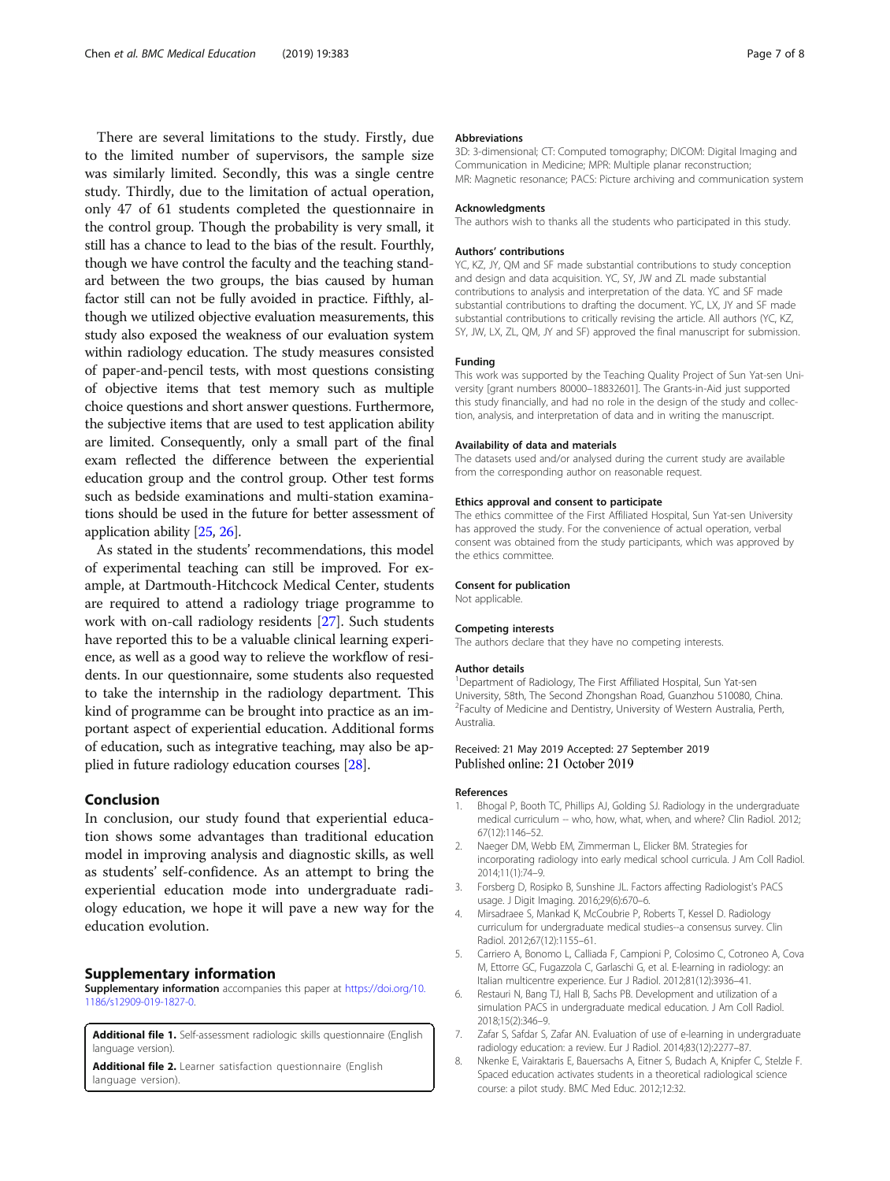There are several limitations to the study. Firstly, due to the limited number of supervisors, the sample size was similarly limited. Secondly, this was a single centre study. Thirdly, due to the limitation of actual operation, only 47 of 61 students completed the questionnaire in the control group. Though the probability is very small, it still has a chance to lead to the bias of the result. Fourthly, though we have control the faculty and the teaching standard between the two groups, the bias caused by human factor still can not be fully avoided in practice. Fifthly, although we utilized objective evaluation measurements, this study also exposed the weakness of our evaluation system within radiology education. The study measures consisted of paper-and-pencil tests, with most questions consisting of objective items that test memory such as multiple choice questions and short answer questions. Furthermore, the subjective items that are used to test application ability are limited. Consequently, only a small part of the final exam reflected the difference between the experiential education group and the control group. Other test forms such as bedside examinations and multi-station examinations should be used in the future for better assessment of application ability [25, 26].

As stated in the students' recommendations, this model of experimental teaching can still be improved. For example, at Dartmouth-Hitchcock Medical Center, students are required to attend a radiology triage programme to work with on-call radiology residents [27]. Such students have reported this to be a valuable clinical learning experience, as well as a good way to relieve the workflow of residents. In our questionnaire, some students also requested to take the internship in the radiology department. This kind of programme can be brought into practice as an important aspect of experiential education. Additional forms of education, such as integrative teaching, may also be applied in future radiology education courses [28].

## Conclusion

In conclusion, our study found that experiential education shows some advantages than traditional education model in improving analysis and diagnostic skills, as well as students' self-confidence. As an attempt to bring the experiential education mode into undergraduate radiology education, we hope it will pave a new way for the education evolution.

## Supplementary information

**Supplementary information** accompanies this paper at https://doi.org/10.1186/s12909-019-1827-0.

**Additional file 1.** Self-assessment radiologic skills questionnaire (English language version).

**Additional file 2.** Learner satisfaction questionnaire (English language version).

#### Abbreviations

3D: 3-dimensional; CT: Computed tomography; DICOM: Digital Imaging and Communication in Medicine; MPR: Multiple planar reconstruction; MR: Magnetic resonance; PACS: Picture archiving and communication system

#### Acknowledgments

The authors wish to thanks all the students who participated in this study.

#### Authors' contributions

YC, KZ, JY, QM and SF made substantial contributions to study conception and design and data acquisition. YC, SY, JW and ZL made substantial contributions to analysis and interpretation of the data. YC and SF made substantial contributions to drafting the document. YC, LX, JY and SF made substantial contributions to critically revising the article. All authors (YC, KZ, SY, JW, LX, ZL, QM, JY and SF) approved the final manuscript for submission.

#### Funding

This work was supported by the Teaching Quality Project of Sun Yat-sen University [grant numbers 80000–18832601]. The Grants-in-Aid just supported this study financially, and had no role in the design of the study and collection, analysis, and interpretation of data and in writing the manuscript.

#### Availability of data and materials

The datasets used and/or analysed during the current study are available from the corresponding author on reasonable request.

#### Ethics approval and consent to participate

The ethics committee of the First Affiliated Hospital, Sun Yat-sen University has approved the study. For the convenience of actual operation, verbal consent was obtained from the study participants, which was approved by the ethics committee.

#### Consent for publication

Not applicable.

#### Competing interests

The authors declare that they have no competing interests.

#### Author details

[1]Department of Radiology, The First Affiliated Hospital, Sun Yat-sen University, 58th, The Second Zhongshan Road, Guanzhou 510080, China. [2]Faculty of Medicine and Dentistry, University of Western Australia, Perth, Australia.

Received: 21 May 2019 Accepted: 27 September 2019
Published online: 21 October 2019

#### References

1. Bhogal P, Booth TC, Phillips AJ, Golding SJ. Radiology in the undergraduate medical curriculum -- who, how, what, when, and where? Clin Radiol. 2012; 67(12):1146–52.
2. Naeger DM, Webb EM, Zimmerman L, Elicker BM. Strategies for incorporating radiology into early medical school curricula. J Am Coll Radiol. 2014;11(1):74–9.
3. Forsberg D, Rosipko B, Sunshine JL. Factors affecting Radiologist's PACS usage. J Digit Imaging. 2016;29(6):670–6.
4. Mirsadraee S, Mankad K, McCoubrie P, Roberts T, Kessel D. Radiology curriculum for undergraduate medical studies--a consensus survey. Clin Radiol. 2012;67(12):1155–61.
5. Carriero A, Bonomo L, Calliada F, Campioni P, Colosimo C, Cotroneo A, Cova M, Ettorre GC, Fugazzola C, Garlaschi G, et al. E-learning in radiology: an Italian multicentre experience. Eur J Radiol. 2012;81(12):3936–41.
6. Restauri N, Bang TJ, Hall B, Sachs PB. Development and utilization of a simulation PACS in undergraduate medical education. J Am Coll Radiol. 2018;15(2):346–9.
7. Zafar S, Safdar S, Zafar AN. Evaluation of use of e-learning in undergraduate radiology education: a review. Eur J Radiol. 2014;83(12):2277–87.
8. Nkenke E, Vairaktaris E, Bauersachs A, Eitner S, Budach A, Knipfer C, Stelzle F. Spaced education activates students in a theoretical radiological science course: a pilot study. BMC Med Educ. 2012;12:32.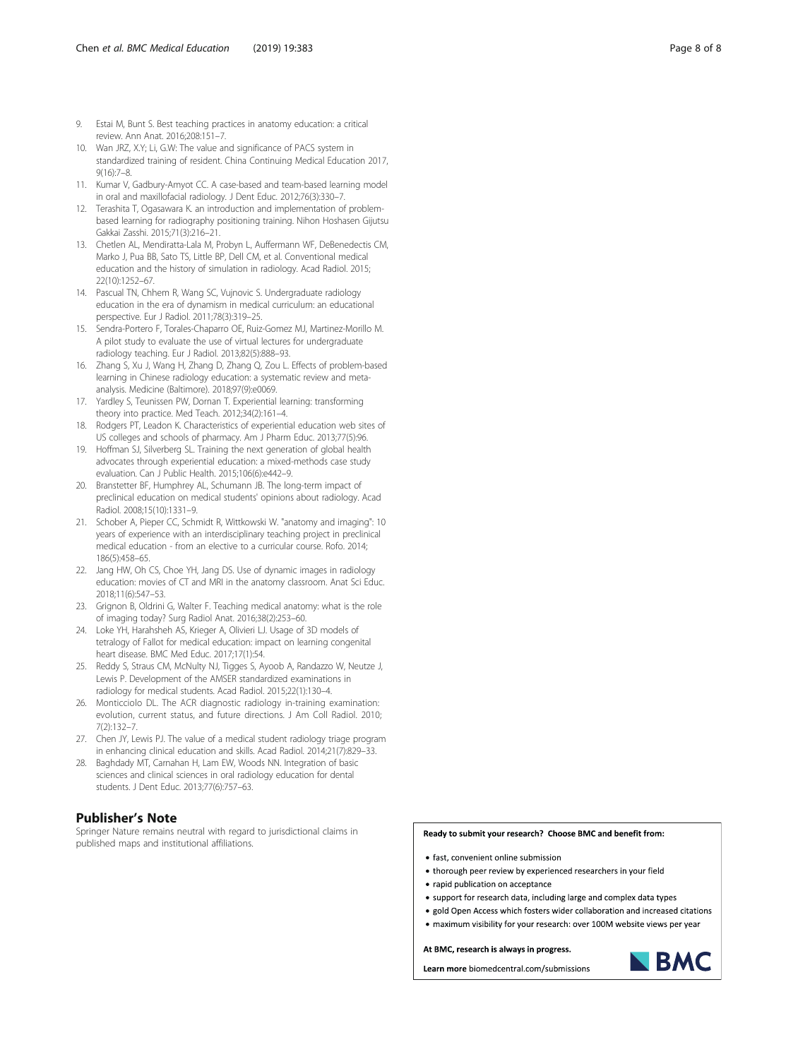9. Estai M, Bunt S. Best teaching practices in anatomy education: a critical review. Ann Anat. 2016;208:151–7.
10. Wan JRZ, X.Y; Li, G.W: The value and significance of PACS system in standardized training of resident. China Continuing Medical Education 2017, 9(16):7–8.
11. Kumar V, Gadbury-Amyot CC. A case-based and team-based learning model in oral and maxillofacial radiology. J Dent Educ. 2012;76(3):330–7.
12. Terashita T, Ogasawara K. an introduction and implementation of problem-based learning for radiography positioning training. Nihon Hoshasen Gijutsu Gakkai Zasshi. 2015;71(3):216–21.
13. Chetlen AL, Mendiratta-Lala M, Probyn L, Auffermann WF, DeBenedectis CM, Marko J, Pua BB, Sato TS, Little BP, Dell CM, et al. Conventional medical education and the history of simulation in radiology. Acad Radiol. 2015; 22(10):1252–67.
14. Pascual TN, Chhem R, Wang SC, Vujnovic S. Undergraduate radiology education in the era of dynamism in medical curriculum: an educational perspective. Eur J Radiol. 2011;78(3):319–25.
15. Sendra-Portero F, Torales-Chaparro OE, Ruiz-Gomez MJ, Martinez-Morillo M. A pilot study to evaluate the use of virtual lectures for undergraduate radiology teaching. Eur J Radiol. 2013;82(5):888–93.
16. Zhang S, Xu J, Wang H, Zhang D, Zhang Q, Zou L. Effects of problem-based learning in Chinese radiology education: a systematic review and meta-analysis. Medicine (Baltimore). 2018;97(9):e0069.
17. Yardley S, Teunissen PW, Dornan T. Experiential learning: transforming theory into practice. Med Teach. 2012;34(2):161–4.
18. Rodgers PT, Leadon K. Characteristics of experiential education web sites of US colleges and schools of pharmacy. Am J Pharm Educ. 2013;77(5):96.
19. Hoffman SJ, Silverberg SL. Training the next generation of global health advocates through experiential education: a mixed-methods case study evaluation. Can J Public Health. 2015;106(6):e442–9.
20. Branstetter BF, Humphrey AL, Schumann JB. The long-term impact of preclinical education on medical students' opinions about radiology. Acad Radiol. 2008;15(10):1331–9.
21. Schober A, Pieper CC, Schmidt R, Wittkowski W. "anatomy and imaging": 10 years of experience with an interdisciplinary teaching project in preclinical medical education - from an elective to a curricular course. Rofo. 2014; 186(5):458–65.
22. Jang HW, Oh CS, Choe YH, Jang DS. Use of dynamic images in radiology education: movies of CT and MRI in the anatomy classroom. Anat Sci Educ. 2018;11(6):547–53.
23. Grignon B, Oldrini G, Walter F. Teaching medical anatomy: what is the role of imaging today? Surg Radiol Anat. 2016;38(2):253–60.
24. Loke YH, Harahsheh AS, Krieger A, Olivieri LJ. Usage of 3D models of tetralogy of Fallot for medical education: impact on learning congenital heart disease. BMC Med Educ. 2017;17(1):54.
25. Reddy S, Straus CM, McNulty NJ, Tigges S, Ayoob A, Randazzo W, Neutze J, Lewis P. Development of the AMSER standardized examinations in radiology for medical students. Acad Radiol. 2015;22(1):130–4.
26. Monticciolo DL. The ACR diagnostic radiology in-training examination: evolution, current status, and future directions. J Am Coll Radiol. 2010; 7(2):132–7.
27. Chen JY, Lewis PJ. The value of a medical student radiology triage program in enhancing clinical education and skills. Acad Radiol. 2014;21(7):829–33.
28. Baghdady MT, Carnahan H, Lam EW, Woods NN. Integration of basic sciences and clinical sciences in oral radiology education for dental students. J Dent Educ. 2013;77(6):757–63.

## Publisher's Note

Springer Nature remains neutral with regard to jurisdictional claims in published maps and institutional affiliations.

**Ready to submit your research? Choose BMC and benefit from:**

- fast, convenient online submission
- thorough peer review by experienced researchers in your field
- rapid publication on acceptance
- support for research data, including large and complex data types
- gold Open Access which fosters wider collaboration and increased citations
- maximum visibility for your research: over 100M website views per year

**At BMC, research is always in progress.**

**Learn more** biomedcentral.com/submissions

BMC